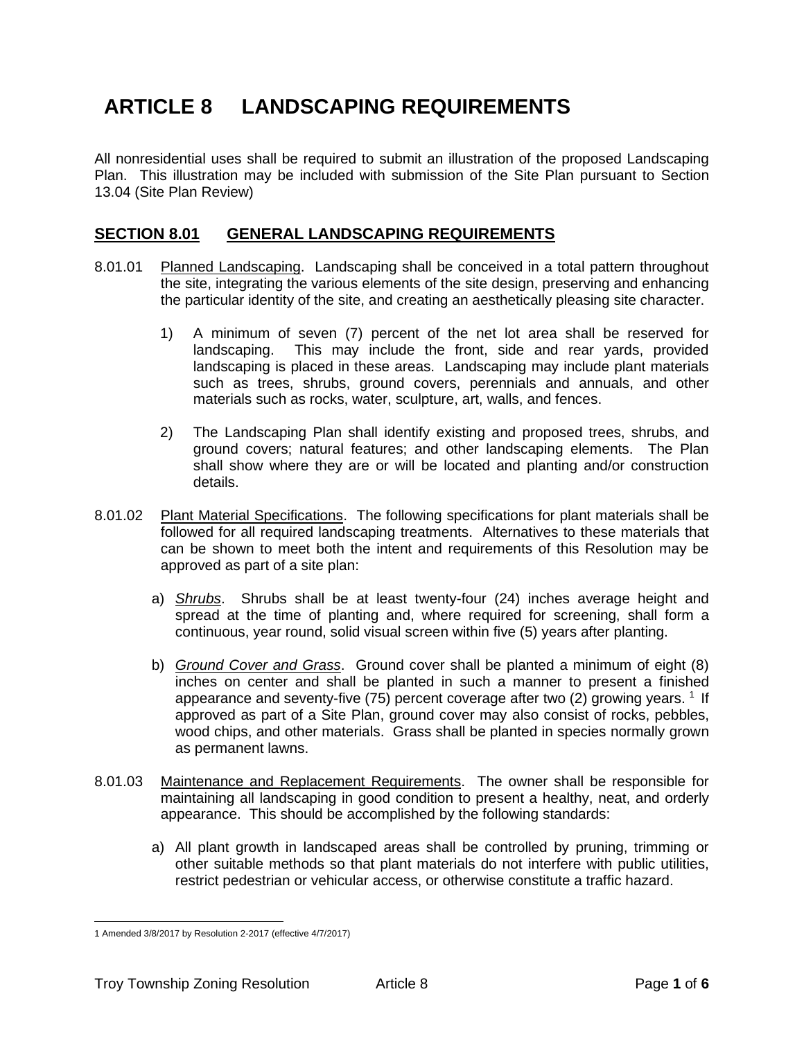# ARTICLE 8 LANDSCAPING REQUIREMENTS

All nonresidential uses shall be required to submit an illustration of the proposed Landscaping Plan. This illustration may be included with submission of the Site Plan pursuant to Section 13.04 (Site Plan Review)

## SECTION 8.01 GENERAL LANDSCAPING REQUIREMENTS

8.01.01 Planned Landscaping. Landscaping shall be conceived in a total pattern throughout the site, integrating the various elements of the site design, preserving and enhancing the particular identity of the site, and creating an aesthetically pleasing site character.

1) A minimum of seven (7) percent of the net lot area shall be reserved for landscaping. This may include the front, side and rear yards, provided landscaping is placed in these areas. Landscaping may include plant materials such as trees, shrubs, ground covers, perennials and annuals, and other materials such as rocks, water, sculpture, art, walls, and fences.

2) The Landscaping Plan shall identify existing and proposed trees, shrubs, and ground covers; natural features; and other landscaping elements. The Plan shall show where they are or will be located and planting and/or construction details.

8.01.02 Plant Material Specifications. The following specifications for plant materials shall be followed for all required landscaping treatments. Alternatives to these materials that can be shown to meet both the intent and requirements of this Resolution may be approved as part of a site plan:

a) *Shrubs*. Shrubs shall be at least twenty-four (24) inches average height and spread at the time of planting and, where required for screening, shall form a continuous, year round, solid visual screen within five (5) years after planting.

b) *Ground Cover and Grass*. Ground cover shall be planted a minimum of eight (8) inches on center and shall be planted in such a manner to present a finished appearance and seventy-five (75) percent coverage after two (2) growing years. [1] If approved as part of a Site Plan, ground cover may also consist of rocks, pebbles, wood chips, and other materials. Grass shall be planted in species normally grown as permanent lawns.

8.01.03 Maintenance and Replacement Requirements. The owner shall be responsible for maintaining all landscaping in good condition to present a healthy, neat, and orderly appearance. This should be accomplished by the following standards:

a) All plant growth in landscaped areas shall be controlled by pruning, trimming or other suitable methods so that plant materials do not interfere with public utilities, restrict pedestrian or vehicular access, or otherwise constitute a traffic hazard.

---

1 Amended 3/8/2017 by Resolution 2-2017 (effective 4/7/2017)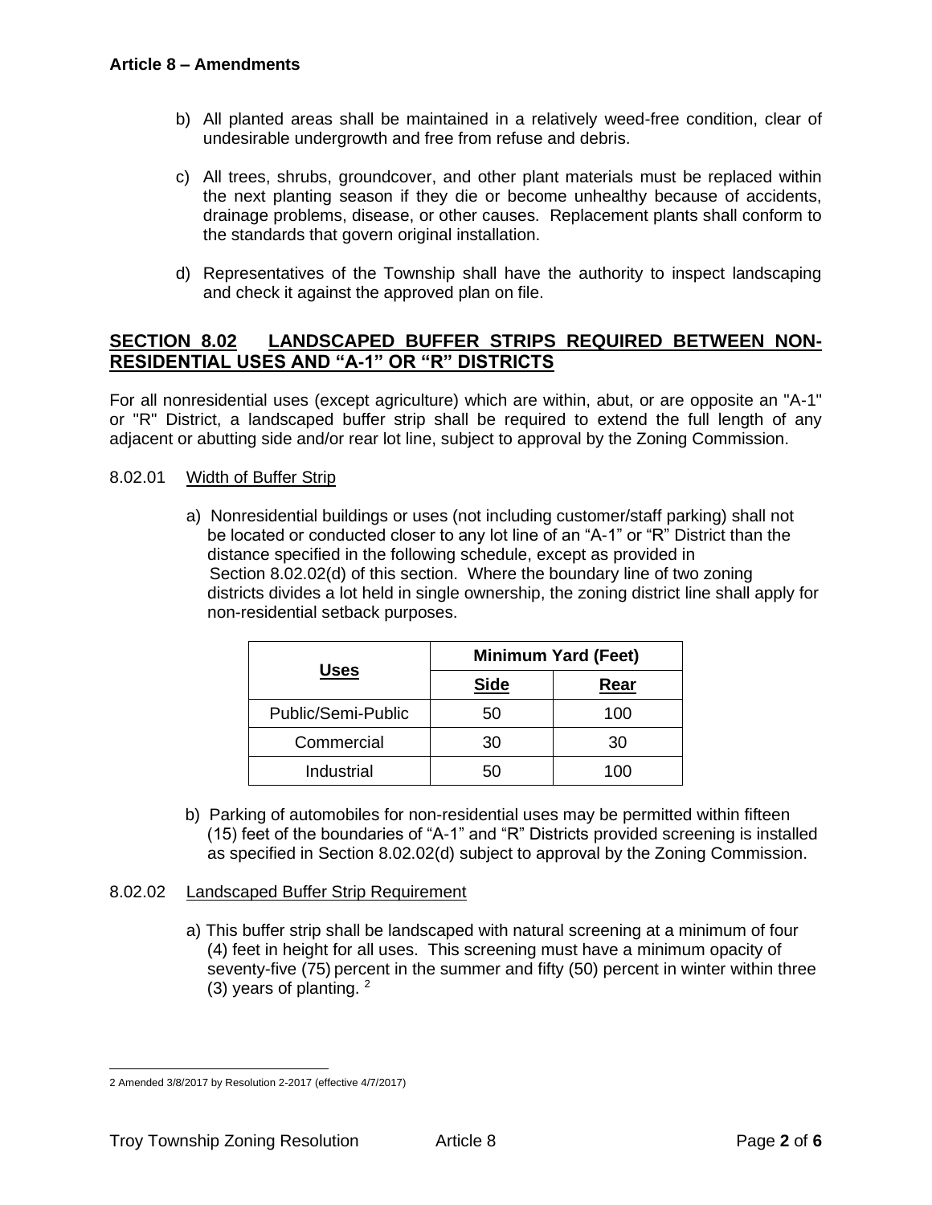b) All planted areas shall be maintained in a relatively weed-free condition, clear of undesirable undergrowth and free from refuse and debris.

c) All trees, shrubs, groundcover, and other plant materials must be replaced within the next planting season if they die or become unhealthy because of accidents, drainage problems, disease, or other causes. Replacement plants shall conform to the standards that govern original installation.

d) Representatives of the Township shall have the authority to inspect landscaping and check it against the approved plan on file.

## SECTION 8.02 LANDSCAPED BUFFER STRIPS REQUIRED BETWEEN NON-RESIDENTIAL USES AND "A-1" OR "R" DISTRICTS

For all nonresidential uses (except agriculture) which are within, abut, or are opposite an "A-1" or "R" District, a landscaped buffer strip shall be required to extend the full length of any adjacent or abutting side and/or rear lot line, subject to approval by the Zoning Commission.

### 8.02.01 Width of Buffer Strip

a) Nonresidential buildings or uses (not including customer/staff parking) shall not be located or conducted closer to any lot line of an "A-1" or "R" District than the distance specified in the following schedule, except as provided in Section 8.02.02(d) of this section. Where the boundary line of two zoning districts divides a lot held in single ownership, the zoning district line shall apply for non-residential setback purposes.

| Uses | Minimum Yard (Feet) | |
|---|---|---|
| | Side | Rear |
| Public/Semi-Public | 50 | 100 |
| Commercial | 30 | 30 |
| Industrial | 50 | 100 |

b) Parking of automobiles for non-residential uses may be permitted within fifteen (15) feet of the boundaries of "A-1" and "R" Districts provided screening is installed as specified in Section 8.02.02(d) subject to approval by the Zoning Commission.

### 8.02.02 Landscaped Buffer Strip Requirement

a) This buffer strip shall be landscaped with natural screening at a minimum of four (4) feet in height for all uses. This screening must have a minimum opacity of seventy-five (75) percent in the summer and fifty (50) percent in winter within three (3) years of planting. [2]

---

2 Amended 3/8/2017 by Resolution 2-2017 (effective 4/7/2017)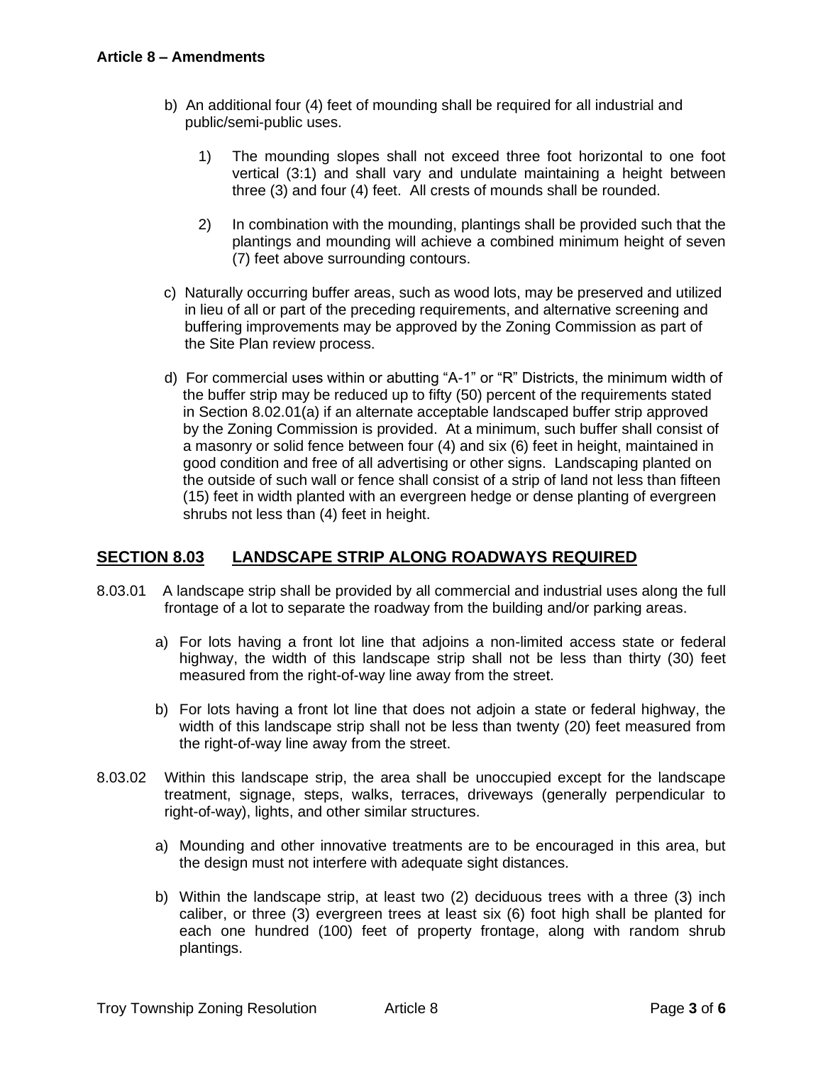b) An additional four (4) feet of mounding shall be required for all industrial and public/semi-public uses.

   1) The mounding slopes shall not exceed three foot horizontal to one foot vertical (3:1) and shall vary and undulate maintaining a height between three (3) and four (4) feet. All crests of mounds shall be rounded.

   2) In combination with the mounding, plantings shall be provided such that the plantings and mounding will achieve a combined minimum height of seven (7) feet above surrounding contours.

c) Naturally occurring buffer areas, such as wood lots, may be preserved and utilized in lieu of all or part of the preceding requirements, and alternative screening and buffering improvements may be approved by the Zoning Commission as part of the Site Plan review process.

d) For commercial uses within or abutting "A-1" or "R" Districts, the minimum width of the buffer strip may be reduced up to fifty (50) percent of the requirements stated in Section 8.02.01(a) if an alternate acceptable landscaped buffer strip approved by the Zoning Commission is provided. At a minimum, such buffer shall consist of a masonry or solid fence between four (4) and six (6) feet in height, maintained in good condition and free of all advertising or other signs. Landscaping planted on the outside of such wall or fence shall consist of a strip of land not less than fifteen (15) feet in width planted with an evergreen hedge or dense planting of evergreen shrubs not less than (4) feet in height.

## SECTION 8.03 LANDSCAPE STRIP ALONG ROADWAYS REQUIRED

8.03.01 A landscape strip shall be provided by all commercial and industrial uses along the full frontage of a lot to separate the roadway from the building and/or parking areas.

a) For lots having a front lot line that adjoins a non-limited access state or federal highway, the width of this landscape strip shall not be less than thirty (30) feet measured from the right-of-way line away from the street.

b) For lots having a front lot line that does not adjoin a state or federal highway, the width of this landscape strip shall not be less than twenty (20) feet measured from the right-of-way line away from the street.

8.03.02 Within this landscape strip, the area shall be unoccupied except for the landscape treatment, signage, steps, walks, terraces, driveways (generally perpendicular to right-of-way), lights, and other similar structures.

a) Mounding and other innovative treatments are to be encouraged in this area, but the design must not interfere with adequate sight distances.

b) Within the landscape strip, at least two (2) deciduous trees with a three (3) inch caliber, or three (3) evergreen trees at least six (6) foot high shall be planted for each one hundred (100) feet of property frontage, along with random shrub plantings.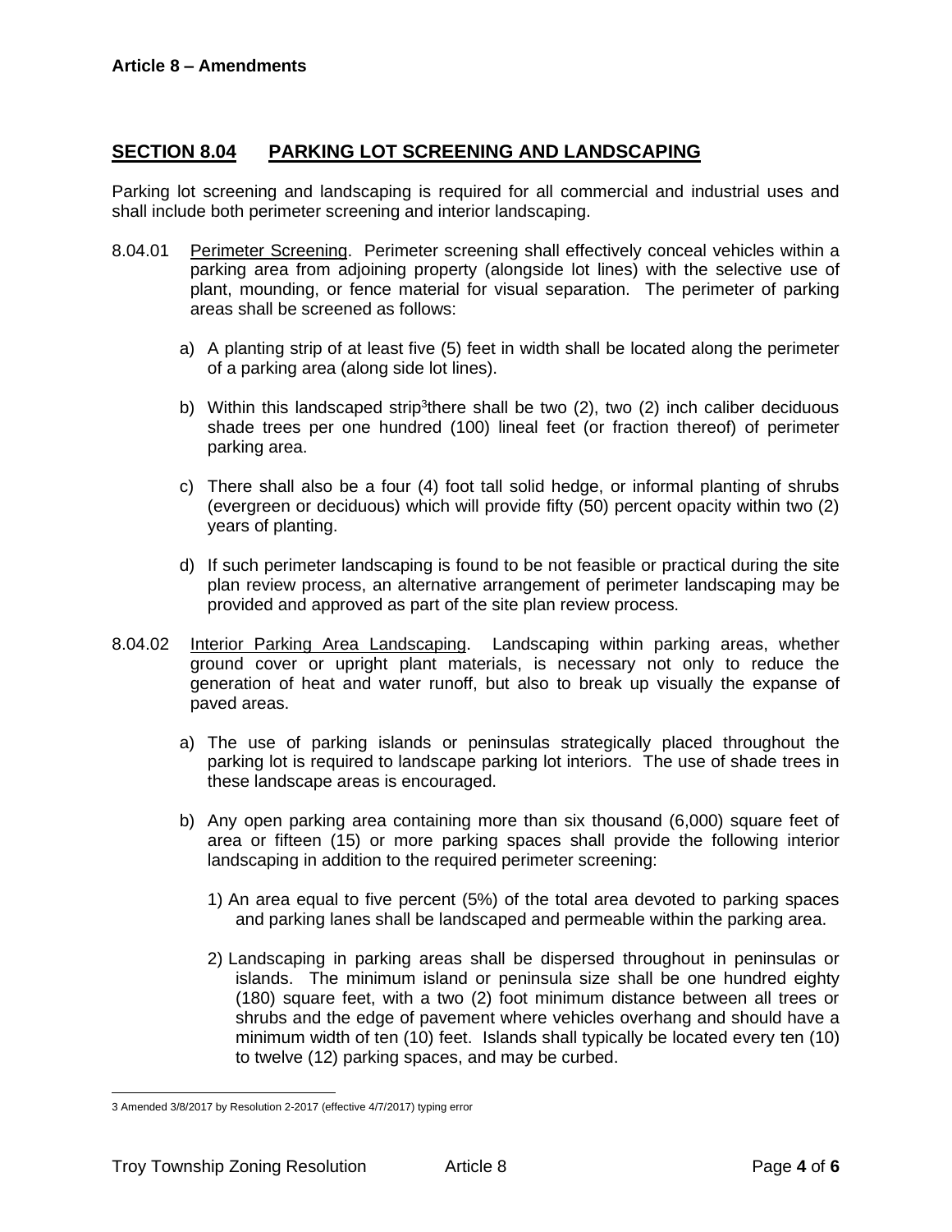## SECTION 8.04 PARKING LOT SCREENING AND LANDSCAPING

Parking lot screening and landscaping is required for all commercial and industrial uses and shall include both perimeter screening and interior landscaping.

8.04.01 Perimeter Screening. Perimeter screening shall effectively conceal vehicles within a parking area from adjoining property (alongside lot lines) with the selective use of plant, mounding, or fence material for visual separation. The perimeter of parking areas shall be screened as follows:

a) A planting strip of at least five (5) feet in width shall be located along the perimeter of a parking area (along side lot lines).

b) Within this landscaped strip[3] there shall be two (2), two (2) inch caliber deciduous shade trees per one hundred (100) lineal feet (or fraction thereof) of perimeter parking area.

c) There shall also be a four (4) foot tall solid hedge, or informal planting of shrubs (evergreen or deciduous) which will provide fifty (50) percent opacity within two (2) years of planting.

d) If such perimeter landscaping is found to be not feasible or practical during the site plan review process, an alternative arrangement of perimeter landscaping may be provided and approved as part of the site plan review process.

8.04.02 Interior Parking Area Landscaping. Landscaping within parking areas, whether ground cover or upright plant materials, is necessary not only to reduce the generation of heat and water runoff, but also to break up visually the expanse of paved areas.

a) The use of parking islands or peninsulas strategically placed throughout the parking lot is required to landscape parking lot interiors. The use of shade trees in these landscape areas is encouraged.

b) Any open parking area containing more than six thousand (6,000) square feet of area or fifteen (15) or more parking spaces shall provide the following interior landscaping in addition to the required perimeter screening:

1) An area equal to five percent (5%) of the total area devoted to parking spaces and parking lanes shall be landscaped and permeable within the parking area.

2) Landscaping in parking areas shall be dispersed throughout in peninsulas or islands. The minimum island or peninsula size shall be one hundred eighty (180) square feet, with a two (2) foot minimum distance between all trees or shrubs and the edge of pavement where vehicles overhang and should have a minimum width of ten (10) feet. Islands shall typically be located every ten (10) to twelve (12) parking spaces, and may be curbed.

---

3 Amended 3/8/2017 by Resolution 2-2017 (effective 4/7/2017) typing error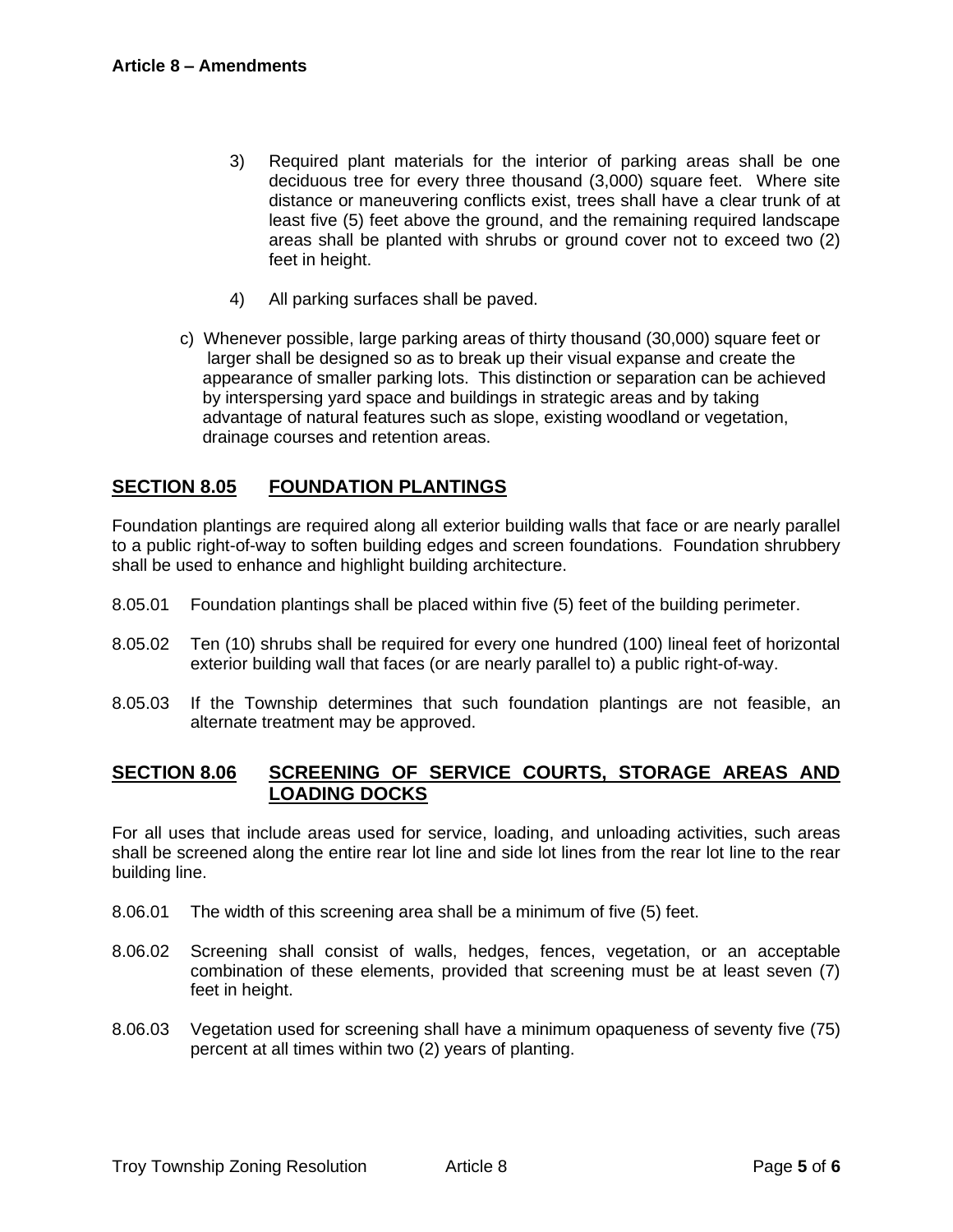3) Required plant materials for the interior of parking areas shall be one deciduous tree for every three thousand (3,000) square feet. Where site distance or maneuvering conflicts exist, trees shall have a clear trunk of at least five (5) feet above the ground, and the remaining required landscape areas shall be planted with shrubs or ground cover not to exceed two (2) feet in height.

4) All parking surfaces shall be paved.

c) Whenever possible, large parking areas of thirty thousand (30,000) square feet or larger shall be designed so as to break up their visual expanse and create the appearance of smaller parking lots. This distinction or separation can be achieved by interspersing yard space and buildings in strategic areas and by taking advantage of natural features such as slope, existing woodland or vegetation, drainage courses and retention areas.

## SECTION 8.05 FOUNDATION PLANTINGS

Foundation plantings are required along all exterior building walls that face or are nearly parallel to a public right-of-way to soften building edges and screen foundations. Foundation shrubbery shall be used to enhance and highlight building architecture.

8.05.01 Foundation plantings shall be placed within five (5) feet of the building perimeter.

8.05.02 Ten (10) shrubs shall be required for every one hundred (100) lineal feet of horizontal exterior building wall that faces (or are nearly parallel to) a public right-of-way.

8.05.03 If the Township determines that such foundation plantings are not feasible, an alternate treatment may be approved.

## SECTION 8.06 SCREENING OF SERVICE COURTS, STORAGE AREAS AND LOADING DOCKS

For all uses that include areas used for service, loading, and unloading activities, such areas shall be screened along the entire rear lot line and side lot lines from the rear lot line to the rear building line.

8.06.01 The width of this screening area shall be a minimum of five (5) feet.

8.06.02 Screening shall consist of walls, hedges, fences, vegetation, or an acceptable combination of these elements, provided that screening must be at least seven (7) feet in height.

8.06.03 Vegetation used for screening shall have a minimum opaqueness of seventy five (75) percent at all times within two (2) years of planting.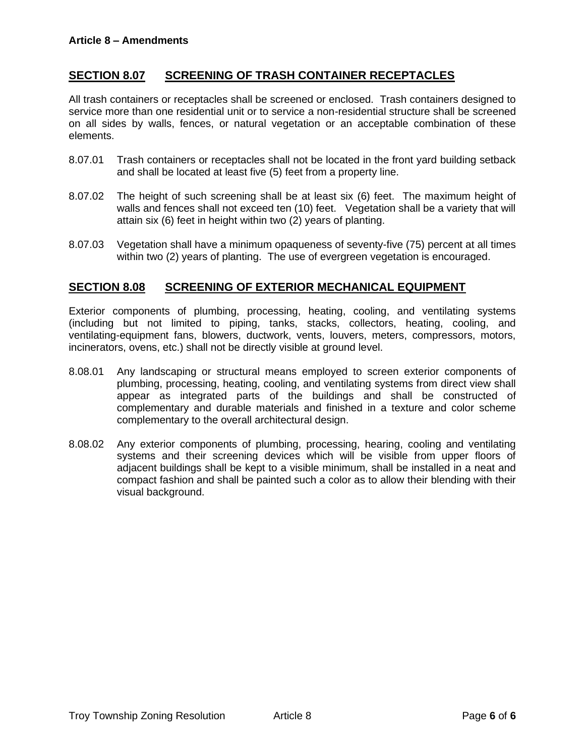## SECTION 8.07 SCREENING OF TRASH CONTAINER RECEPTACLES

All trash containers or receptacles shall be screened or enclosed. Trash containers designed to service more than one residential unit or to service a non-residential structure shall be screened on all sides by walls, fences, or natural vegetation or an acceptable combination of these elements.

8.07.01 Trash containers or receptacles shall not be located in the front yard building setback and shall be located at least five (5) feet from a property line.

8.07.02 The height of such screening shall be at least six (6) feet. The maximum height of walls and fences shall not exceed ten (10) feet. Vegetation shall be a variety that will attain six (6) feet in height within two (2) years of planting.

8.07.03 Vegetation shall have a minimum opaqueness of seventy-five (75) percent at all times within two (2) years of planting. The use of evergreen vegetation is encouraged.

## SECTION 8.08 SCREENING OF EXTERIOR MECHANICAL EQUIPMENT

Exterior components of plumbing, processing, heating, cooling, and ventilating systems (including but not limited to piping, tanks, stacks, collectors, heating, cooling, and ventilating-equipment fans, blowers, ductwork, vents, louvers, meters, compressors, motors, incinerators, ovens, etc.) shall not be directly visible at ground level.

8.08.01 Any landscaping or structural means employed to screen exterior components of plumbing, processing, heating, cooling, and ventilating systems from direct view shall appear as integrated parts of the buildings and shall be constructed of complementary and durable materials and finished in a texture and color scheme complementary to the overall architectural design.

8.08.02 Any exterior components of plumbing, processing, hearing, cooling and ventilating systems and their screening devices which will be visible from upper floors of adjacent buildings shall be kept to a visible minimum, shall be installed in a neat and compact fashion and shall be painted such a color as to allow their blending with their visual background.